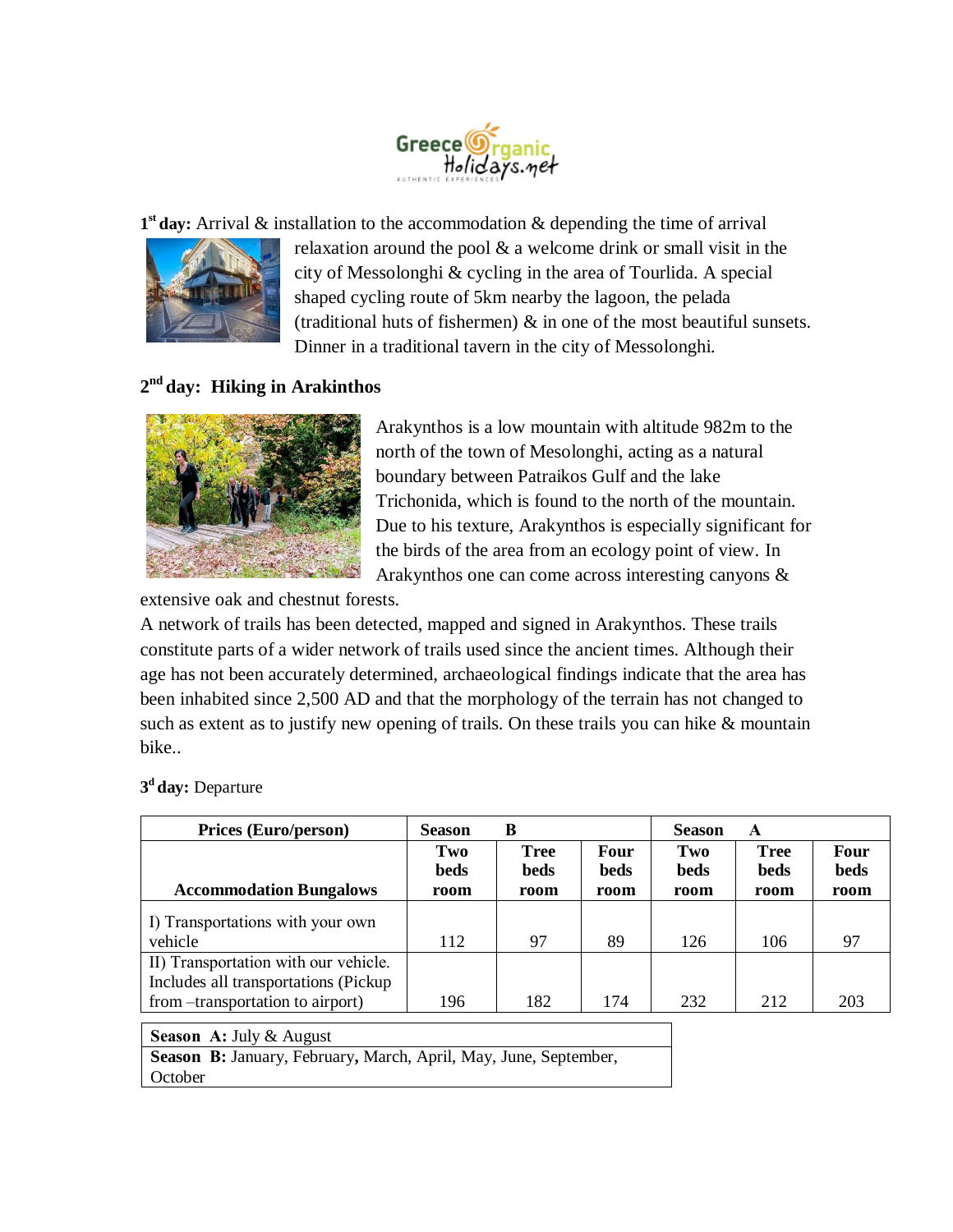**1st day:** Arrival & installation to the accommodation & depending the time of arrival relaxation around the pool & a welcome drink or small visit in the city of Messolonghi & cycling in the area of Tourlida. A special shaped cycling route of 5km nearby the lagoon, the pelada (traditional huts of fishermen) & in one of the most beautiful sunsets. Dinner in a traditional tavern in the city of Messolonghi.

**2nd day: Hiking in Arakinthos**

Arakynthos is a low mountain with altitude 982m to the north of the town of Mesolonghi, acting as a natural boundary between Patraikos Gulf and the lake Trichonida, which is found to the north of the mountain. Due to his texture, Arakynthos is especially significant for the birds of the area from an ecology point of view. In Arakynthos one can come across interesting canyons & extensive oak and chestnut forests.

A network of trails has been detected, mapped and signed in Arakynthos. These trails constitute parts of a wider network of trails used since the ancient times. Although their age has not been accurately determined, archaeological findings indicate that the area has been inhabited since 2,500 AD and that the morphology of the terrain has not changed to such as extent as to justify new opening of trails. On these trails you can hike & mountain bike..

**3d day:** Departure

| **Prices (Euro/person)** | **Season B** | | | **Season A** | | |
|---|---|---|---|---|---|---|
| **Accommodation Bungalows** | **Two beds room** | **Tree beds room** | **Four beds room** | **Two beds room** | **Tree beds room** | **Four beds room** |
| I) Transportations with your own vehicle | 112 | 97 | 89 | 126 | 106 | 97 |
| II) Transportation with our vehicle. Includes all transportations (Pickup from –transportation to airport) | 196 | 182 | 174 | 232 | 212 | 203 |

| |
|---|
| **Season A:** July & August |
| **Season B:** January, February**,** March, April, May, June, September, October |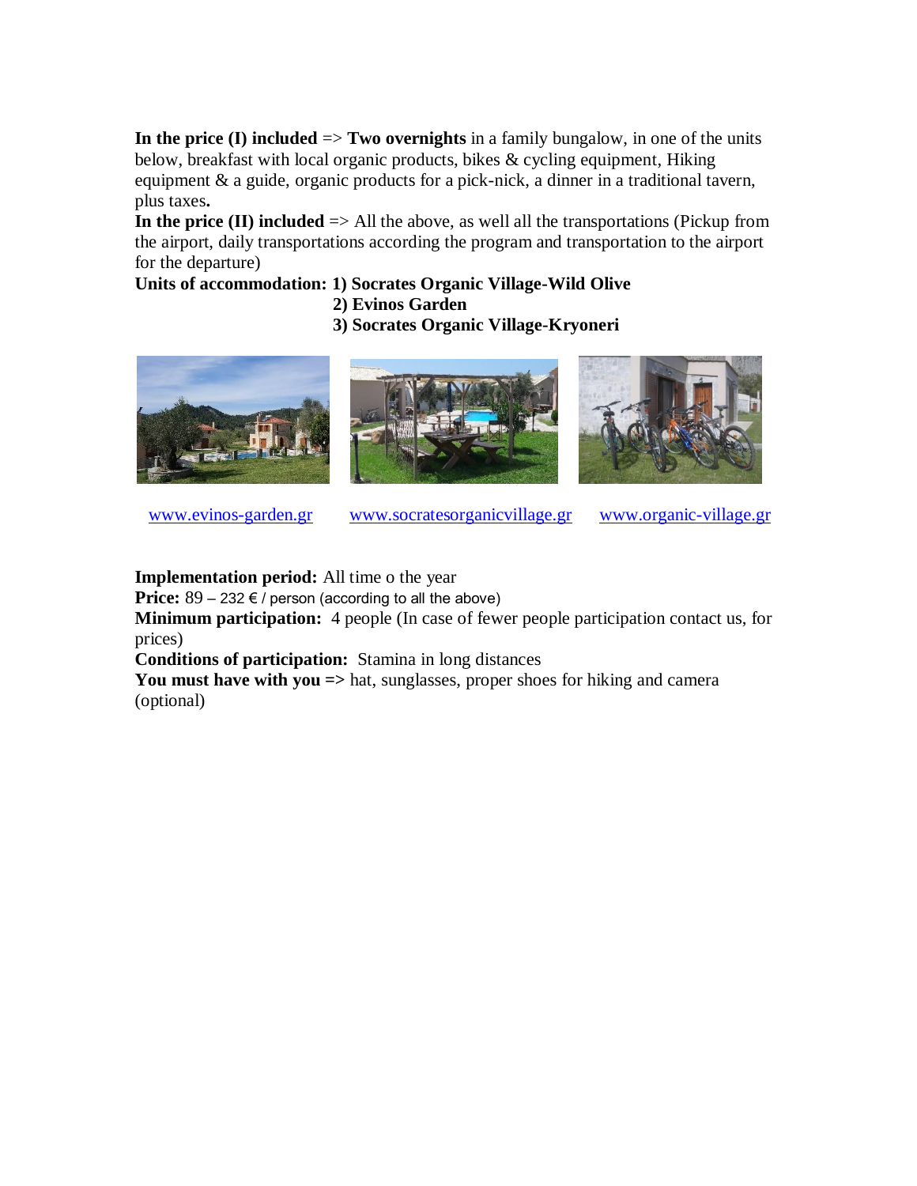**In the price (I) included** => **Two overnights** in a family bungalow, in one of the units below, breakfast with local organic products, bikes & cycling equipment, Hiking equipment & a guide, organic products for a pick-nick, a dinner in a traditional tavern, plus taxes**.**

**In the price (II) included** => All the above, as well all the transportations (Pickup from the airport, daily transportations according the program and transportation to the airport for the departure)

**Units of accommodation: 1) Socrates Organic Village-Wild Olive**
**2) Evinos Garden**
**3) Socrates Organic Village-Kryoneri**

www.evinos-garden.gr www.socratesorganicvillage.gr www.organic-village.gr

**Implementation period:** All time o the year

**Price:** 89 – 232 € / person (according to all the above)

**Minimum participation:** 4 people (In case of fewer people participation contact us, for prices)

**Conditions of participation:** Stamina in long distances

**You must have with you =>** hat, sunglasses, proper shoes for hiking and camera (optional)